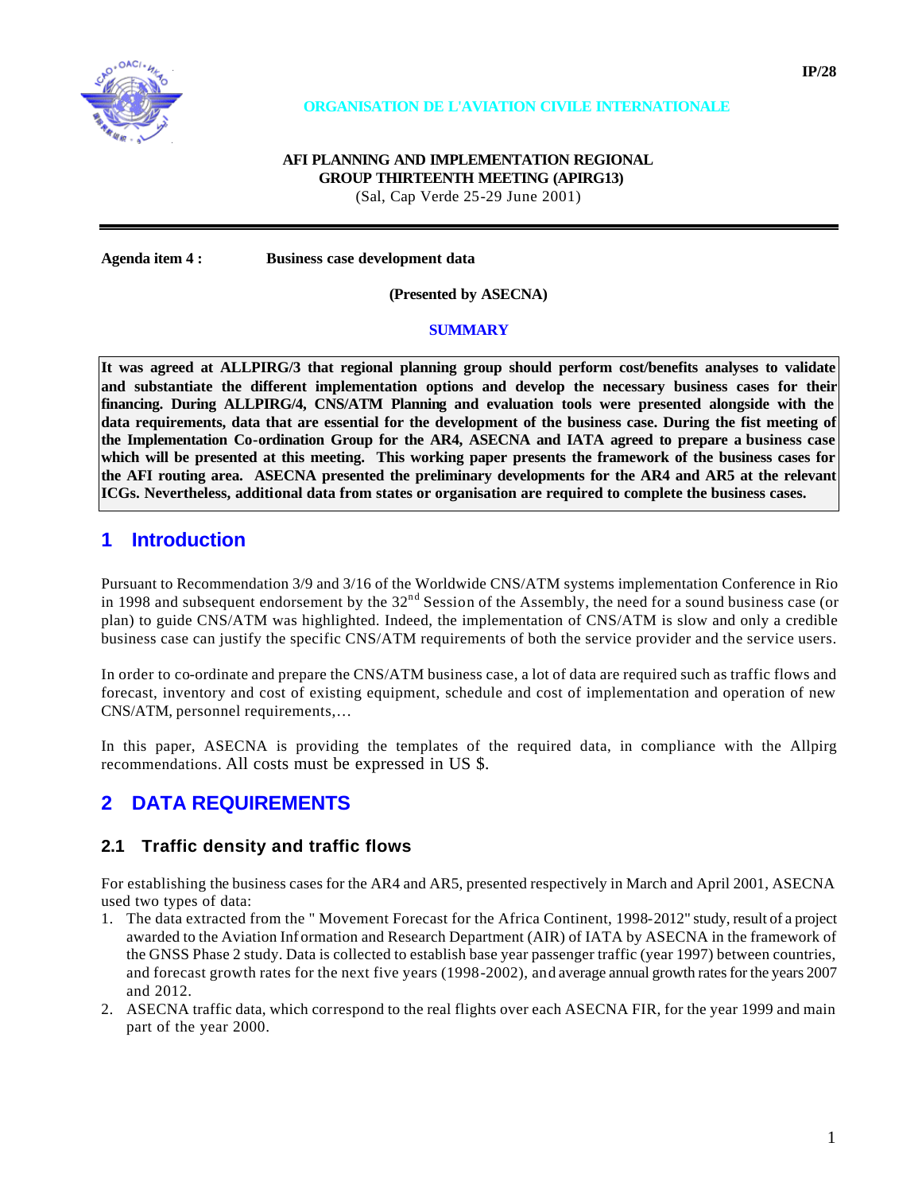IP/28

ORGANISATION DE L'AVIATION CIVILE INTERNATIONALE

**AFI PLANNING AND IMPLEMENTATION REGIONAL GROUP THIRTEENTH MEETING (APIRG13)**
(Sal, Cap Verde 25-29 June 2001)

---

**Agenda item 4 :** **Business case development data**

**(Presented by ASECNA)**

**SUMMARY**

**It was agreed at ALLPIRG/3 that regional planning group should perform cost/benefits analyses to validate and substantiate the different implementation options and develop the necessary business cases for their financing. During ALLPIRG/4, CNS/ATM Planning and evaluation tools were presented alongside with the data requirements, data that are essential for the development of the business case. During the fist meeting of the Implementation Co-ordination Group for the AR4, ASECNA and IATA agreed to prepare a business case which will be presented at this meeting. This working paper presents the framework of the business cases for the AFI routing area. ASECNA presented the preliminary developments for the AR4 and AR5 at the relevant ICGs. Nevertheless, additional data from states or organisation are required to complete the business cases.**

# 1 Introduction

Pursuant to Recommendation 3/9 and 3/16 of the Worldwide CNS/ATM systems implementation Conference in Rio in 1998 and subsequent endorsement by the 32nd Session of the Assembly, the need for a sound business case (or plan) to guide CNS/ATM was highlighted. Indeed, the implementation of CNS/ATM is slow and only a credible business case can justify the specific CNS/ATM requirements of both the service provider and the service users.

In order to co-ordinate and prepare the CNS/ATM business case, a lot of data are required such as traffic flows and forecast, inventory and cost of existing equipment, schedule and cost of implementation and operation of new CNS/ATM, personnel requirements,…

In this paper, ASECNA is providing the templates of the required data, in compliance with the Allpirg recommendations. All costs must be expressed in US $.

# 2 DATA REQUIREMENTS

## 2.1 Traffic density and traffic flows

For establishing the business cases for the AR4 and AR5, presented respectively in March and April 2001, ASECNA used two types of data:

1. The data extracted from the " Movement Forecast for the Africa Continent, 1998-2012" study, result of a project awarded to the Aviation Information and Research Department (AIR) of IATA by ASECNA in the framework of the GNSS Phase 2 study. Data is collected to establish base year passenger traffic (year 1997) between countries, and forecast growth rates for the next five years (1998-2002), and average annual growth rates for the years 2007 and 2012.
2. ASECNA traffic data, which correspond to the real flights over each ASECNA FIR, for the year 1999 and main part of the year 2000.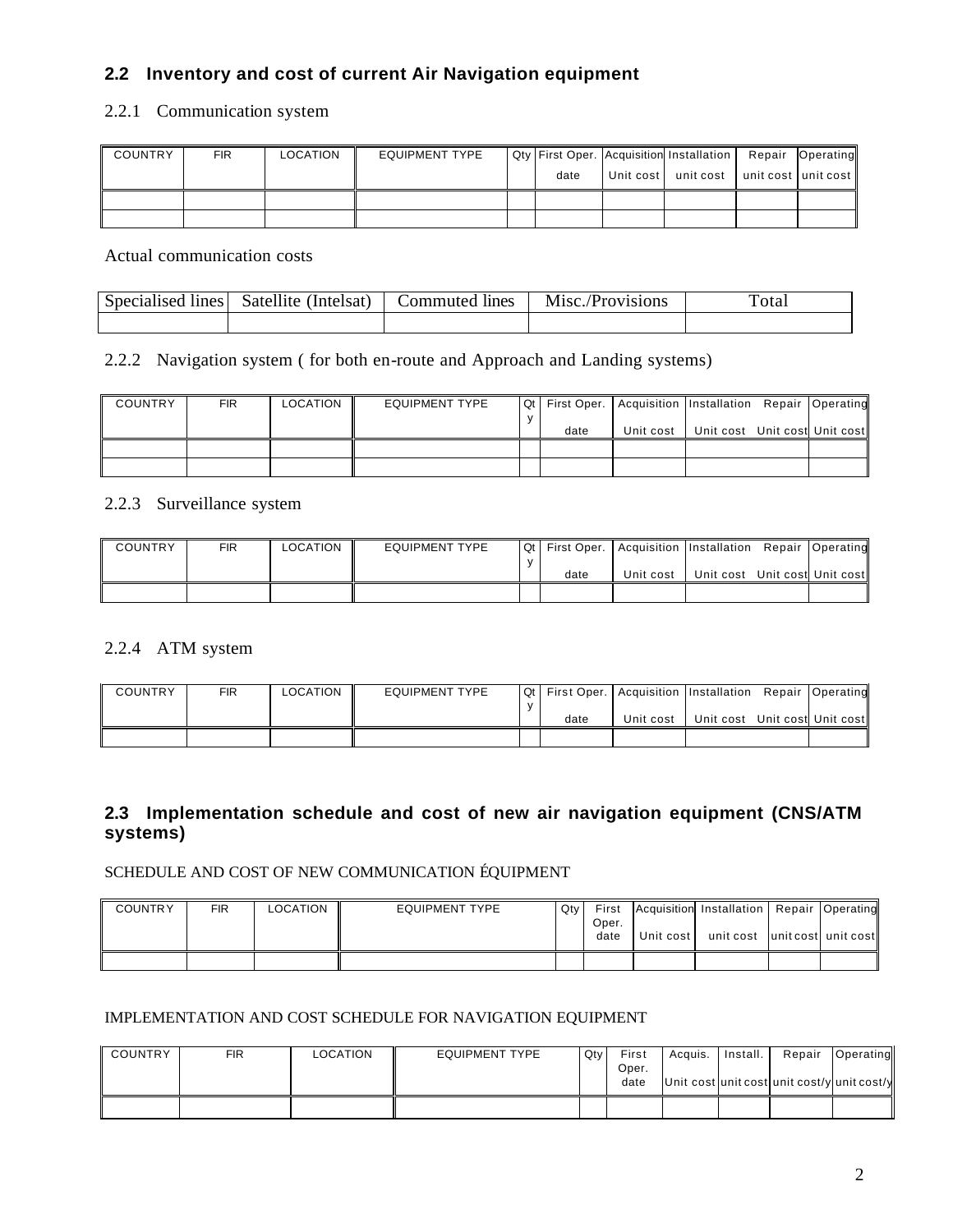## 2.2 Inventory and cost of current Air Navigation equipment

### 2.2.1 Communication system

| COUNTRY | FIR | LOCATION | EQUIPMENT TYPE | Qty | First Oper. date | Acquisition Unit cost | Installation unit cost | Repair unit cost | Operating unit cost |
|---|---|---|---|---|---|---|---|---|---|
| | | | | | | | | | |
| | | | | | | | | | |

Actual communication costs

| Specialised lines | Satellite (Intelsat) | Commuted lines | Misc./Provisions | Total |
|---|---|---|---|---|
| | | | | |

### 2.2.2 Navigation system ( for both en-route and Approach and Landing systems)

| COUNTRY | FIR | LOCATION | EQUIPMENT TYPE | Qty | First Oper. date | Acquisition Unit cost | Installation Unit cost | Repair Unit cost | Operating Unit cost |
|---|---|---|---|---|---|---|---|---|---|
| | | | | | | | | | |
| | | | | | | | | | |

### 2.2.3 Surveillance system

| COUNTRY | FIR | LOCATION | EQUIPMENT TYPE | Qty | First Oper. date | Acquisition Unit cost | Installation Unit cost | Repair Unit cost | Operating Unit cost |
|---|---|---|---|---|---|---|---|---|---|
| | | | | | | | | | |

### 2.2.4 ATM system

| COUNTRY | FIR | LOCATION | EQUIPMENT TYPE | Qty | First Oper. date | Acquisition Unit cost | Installation Unit cost | Repair Unit cost | Operating Unit cost |
|---|---|---|---|---|---|---|---|---|---|
| | | | | | | | | | |

## 2.3 Implementation schedule and cost of new air navigation equipment (CNS/ATM systems)

SCHEDULE AND COST OF NEW COMMUNICATION ÉQUIPMENT

| COUNTRY | FIR | LOCATION | EQUIPMENT TYPE | Qty | First Oper. date | Acquisition Unit cost | Installation unit cost | Repair unit cost | Operating unit cost |
|---|---|---|---|---|---|---|---|---|---|
| | | | | | | | | | |

IMPLEMENTATION AND COST SCHEDULE FOR NAVIGATION EQUIPMENT

| COUNTRY | FIR | LOCATION | EQUIPMENT TYPE | Qty | First Oper. date | Acquis. Unit cost | Install. unit cost | Repair unit cost/y | Operating unit cost/y |
|---|---|---|---|---|---|---|---|---|---|
| | | | | | | | | | |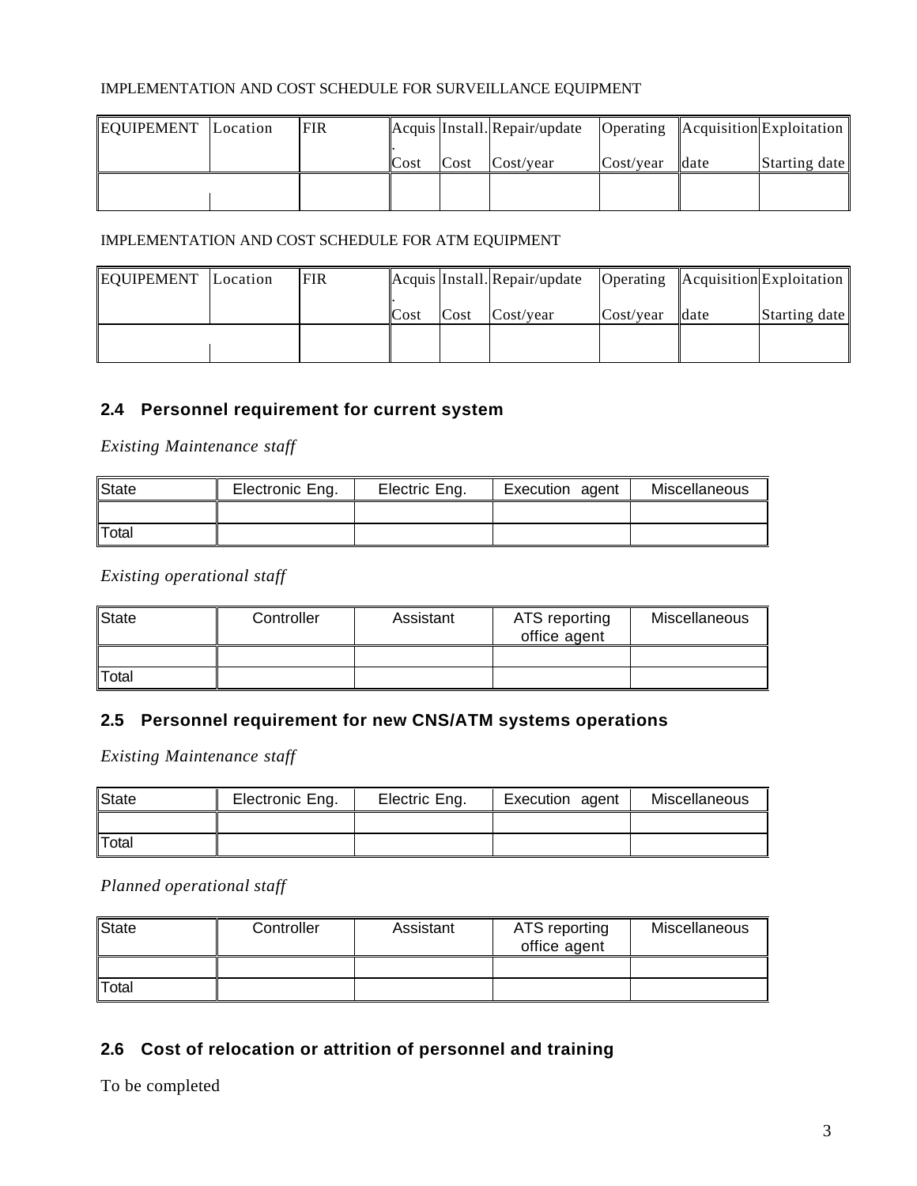IMPLEMENTATION AND COST SCHEDULE FOR SURVEILLANCE EQUIPMENT

| EQUIPEMENT | Location | FIR | Acquis. Cost | Install. Cost | Repair/update Cost/year | Operating Cost/year | Acquisition date | Exploitation Starting date |
|---|---|---|---|---|---|---|---|---|
| | | | | | | | | |

IMPLEMENTATION AND COST SCHEDULE FOR ATM EQUIPMENT

| EQUIPEMENT | Location | FIR | Acquis. Cost | Install. Cost | Repair/update Cost/year | Operating Cost/year | Acquisition date | Exploitation Starting date |
|---|---|---|---|---|---|---|---|---|
| | | | | | | | | |

## 2.4 Personnel requirement for current system

*Existing Maintenance staff*

| State | Electronic Eng. | Electric Eng. | Execution agent | Miscellaneous |
|---|---|---|---|---|
| | | | | |
| Total | | | | |

*Existing operational staff*

| State | Controller | Assistant | ATS reporting office agent | Miscellaneous |
|---|---|---|---|---|
| | | | | |
| Total | | | | |

## 2.5 Personnel requirement for new CNS/ATM systems operations

*Existing Maintenance staff*

| State | Electronic Eng. | Electric Eng. | Execution agent | Miscellaneous |
|---|---|---|---|---|
| | | | | |
| Total | | | | |

*Planned operational staff*

| State | Controller | Assistant | ATS reporting office agent | Miscellaneous |
|---|---|---|---|---|
| | | | | |
| Total | | | | |

## 2.6 Cost of relocation or attrition of personnel and training

To be completed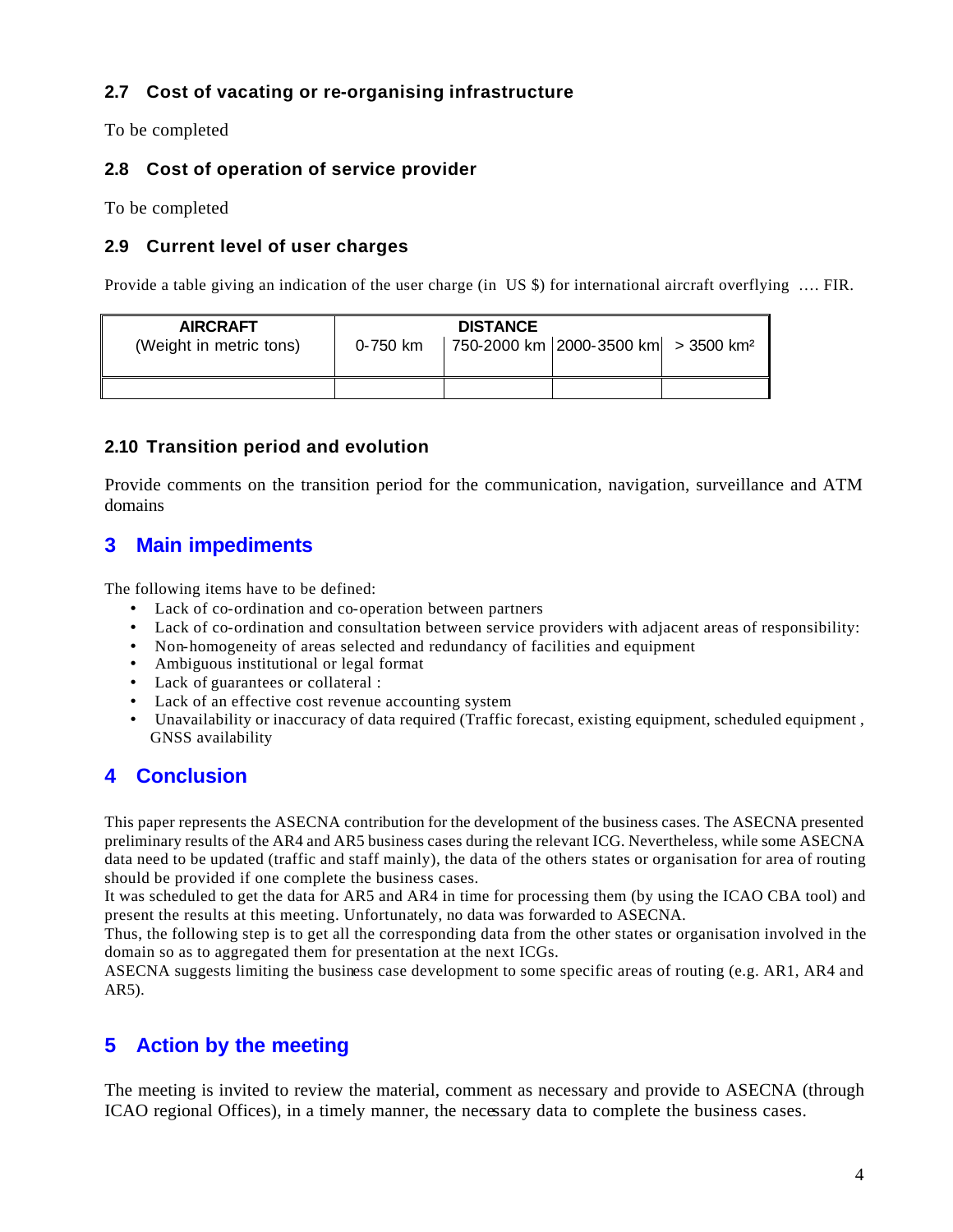### 2.7 Cost of vacating or re-organising infrastructure

To be completed

### 2.8 Cost of operation of service provider

To be completed

### 2.9 Current level of user charges

Provide a table giving an indication of the user charge (in US $) for international aircraft overflying …. FIR.

| AIRCRAFT (Weight in metric tons) | DISTANCE 0-750 km | 750-2000 km | 2000-3500 km | > 3500 km² |
|---|---|---|---|---|
| | | | | |

### 2.10 Transition period and evolution

Provide comments on the transition period for the communication, navigation, surveillance and ATM domains

## 3 Main impediments

The following items have to be defined:

- Lack of co-ordination and co-operation between partners
- Lack of co-ordination and consultation between service providers with adjacent areas of responsibility:
- Non-homogeneity of areas selected and redundancy of facilities and equipment
- Ambiguous institutional or legal format
- Lack of guarantees or collateral :
- Lack of an effective cost revenue accounting system
- Unavailability or inaccuracy of data required (Traffic forecast, existing equipment, scheduled equipment , GNSS availability

## 4 Conclusion

This paper represents the ASECNA contribution for the development of the business cases. The ASECNA presented preliminary results of the AR4 and AR5 business cases during the relevant ICG. Nevertheless, while some ASECNA data need to be updated (traffic and staff mainly), the data of the others states or organisation for area of routing should be provided if one complete the business cases.

It was scheduled to get the data for AR5 and AR4 in time for processing them (by using the ICAO CBA tool) and present the results at this meeting. Unfortunately, no data was forwarded to ASECNA.

Thus, the following step is to get all the corresponding data from the other states or organisation involved in the domain so as to aggregated them for presentation at the next ICGs.

ASECNA suggests limiting the business case development to some specific areas of routing (e.g. AR1, AR4 and AR5).

## 5 Action by the meeting

The meeting is invited to review the material, comment as necessary and provide to ASECNA (through ICAO regional Offices), in a timely manner, the necessary data to complete the business cases.